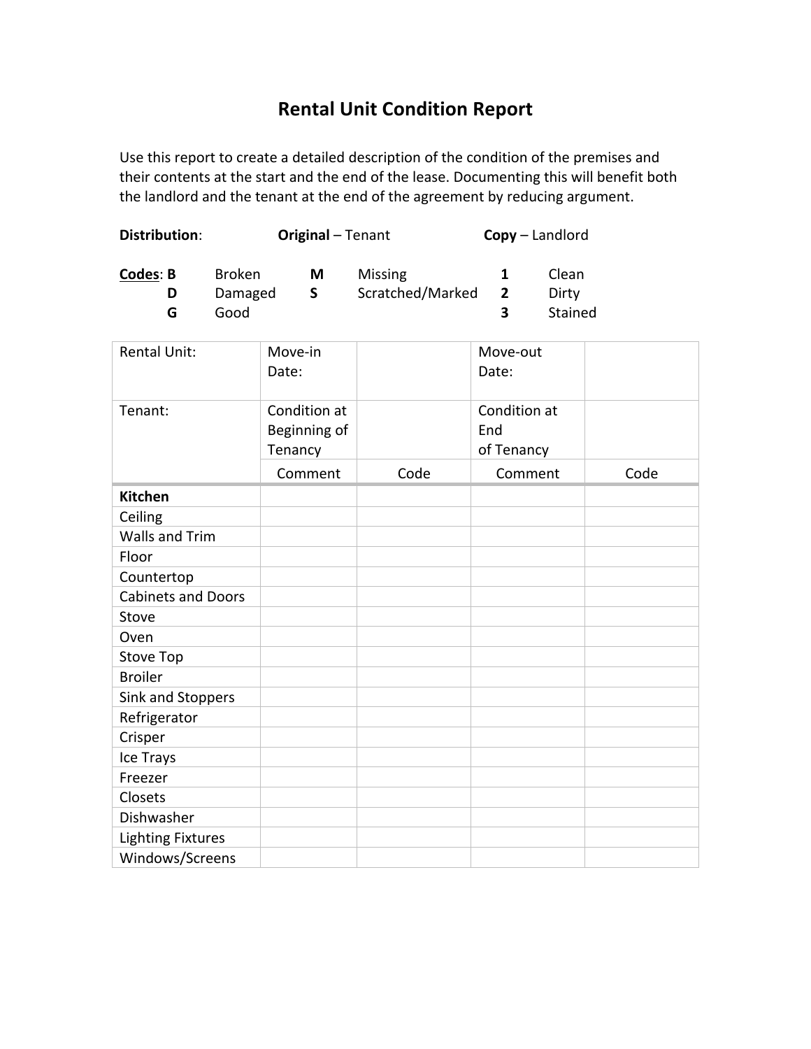# Rental Unit Condition Report

Use this report to create a detailed description of the condition of the premises and their contents at the start and the end of the lease. Documenting this will benefit both the landlord and the tenant at the end of the agreement by reducing argument.

**Distribution**: **Original** – Tenant **Copy** – Landlord

**Codes**:

| | | | | | |
|---|---|---|---|---|---|
| **B** | Broken | **M** | Missing | **1** | Clean |
| **D** | Damaged | **S** | Scratched/Marked | **2** | Dirty |
| **G** | Good | | | **3** | Stained |

| Rental Unit: | Move-in Date: | | Move-out Date: | |
|---|---|---|---|---|
| Tenant: | Condition at Beginning of Tenancy | | Condition at End of Tenancy | |
| | Comment | Code | Comment | Code |
| **Kitchen** | | | | |
| Ceiling | | | | |
| Walls and Trim | | | | |
| Floor | | | | |
| Countertop | | | | |
| Cabinets and Doors | | | | |
| Stove | | | | |
| Oven | | | | |
| Stove Top | | | | |
| Broiler | | | | |
| Sink and Stoppers | | | | |
| Refrigerator | | | | |
| Crisper | | | | |
| Ice Trays | | | | |
| Freezer | | | | |
| Closets | | | | |
| Dishwasher | | | | |
| Lighting Fixtures | | | | |
| Windows/Screens | | | | |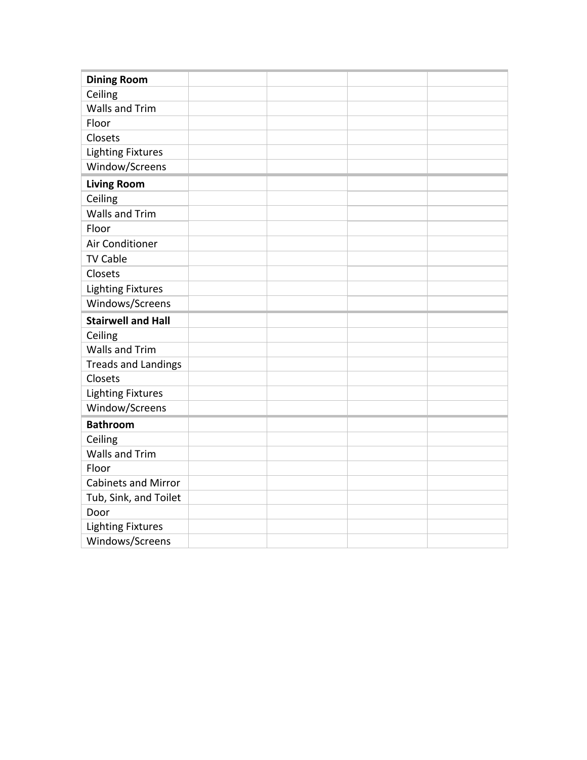| **Dining Room** | | | | |
|---|---|---|---|---|
| Ceiling | | | | |
| Walls and Trim | | | | |
| Floor | | | | |
| Closets | | | | |
| Lighting Fixtures | | | | |
| Window/Screens | | | | |
| **Living Room** | | | | |
| Ceiling | | | | |
| Walls and Trim | | | | |
| Floor | | | | |
| Air Conditioner | | | | |
| TV Cable | | | | |
| Closets | | | | |
| Lighting Fixtures | | | | |
| Windows/Screens | | | | |
| **Stairwell and Hall** | | | | |
| Ceiling | | | | |
| Walls and Trim | | | | |
| Treads and Landings | | | | |
| Closets | | | | |
| Lighting Fixtures | | | | |
| Window/Screens | | | | |
| **Bathroom** | | | | |
| Ceiling | | | | |
| Walls and Trim | | | | |
| Floor | | | | |
| Cabinets and Mirror | | | | |
| Tub, Sink, and Toilet | | | | |
| Door | | | | |
| Lighting Fixtures | | | | |
| Windows/Screens | | | | |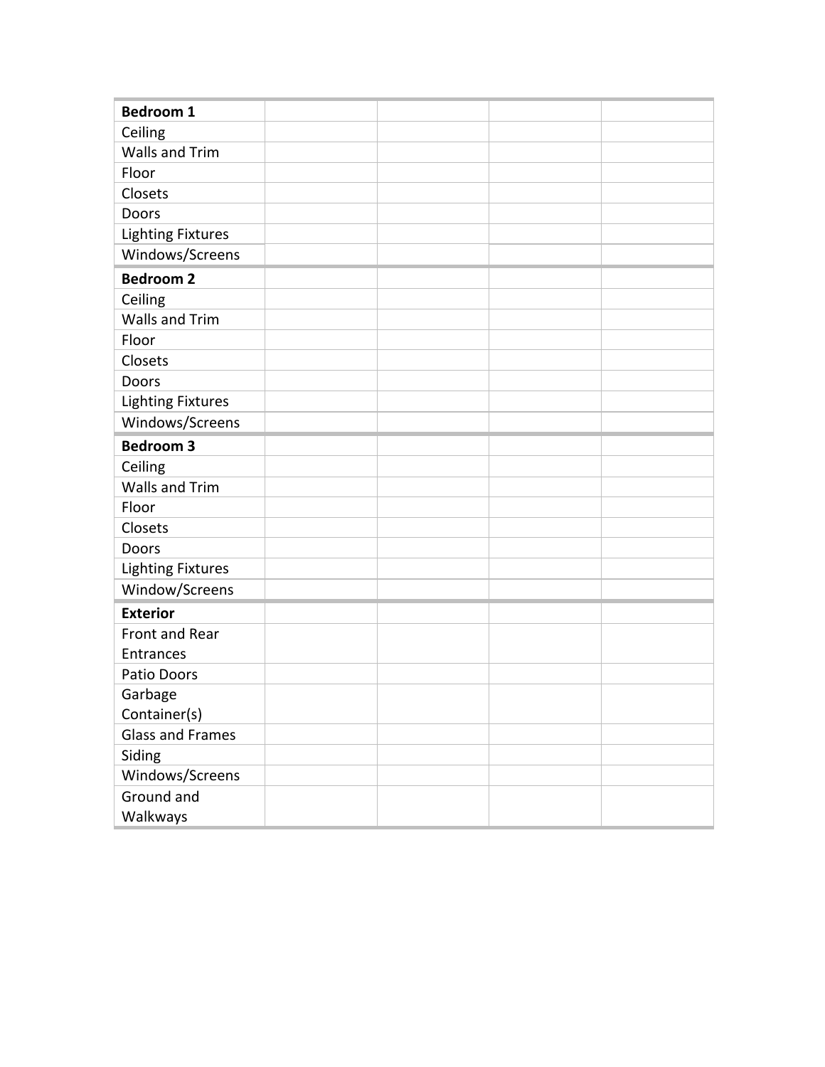| **Bedroom 1** | | | | |
|---|---|---|---|---|
| Ceiling | | | | |
| Walls and Trim | | | | |
| Floor | | | | |
| Closets | | | | |
| Doors | | | | |
| Lighting Fixtures | | | | |
| Windows/Screens | | | | |
| **Bedroom 2** | | | | |
| Ceiling | | | | |
| Walls and Trim | | | | |
| Floor | | | | |
| Closets | | | | |
| Doors | | | | |
| Lighting Fixtures | | | | |
| Windows/Screens | | | | |
| **Bedroom 3** | | | | |
| Ceiling | | | | |
| Walls and Trim | | | | |
| Floor | | | | |
| Closets | | | | |
| Doors | | | | |
| Lighting Fixtures | | | | |
| Window/Screens | | | | |
| **Exterior** | | | | |
| Front and Rear Entrances | | | | |
| Patio Doors | | | | |
| Garbage Container(s) | | | | |
| Glass and Frames | | | | |
| Siding | | | | |
| Windows/Screens | | | | |
| Ground and Walkways | | | | |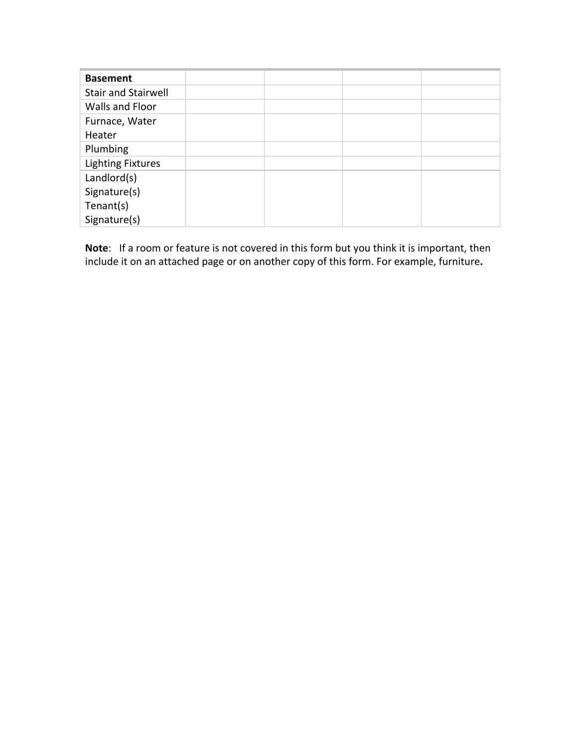| | | | | |
|---|---|---|---|---|
| **Basement** | | | | |
| Stair and Stairwell | | | | |
| Walls and Floor | | | | |
| Furnace, Water Heater | | | | |
| Plumbing | | | | |
| Lighting Fixtures | | | | |
| Landlord(s) Signature(s) Tenant(s) Signature(s) | | | | |

**Note**: If a room or feature is not covered in this form but you think it is important, then include it on an attached page or on another copy of this form. For example, furniture**.**